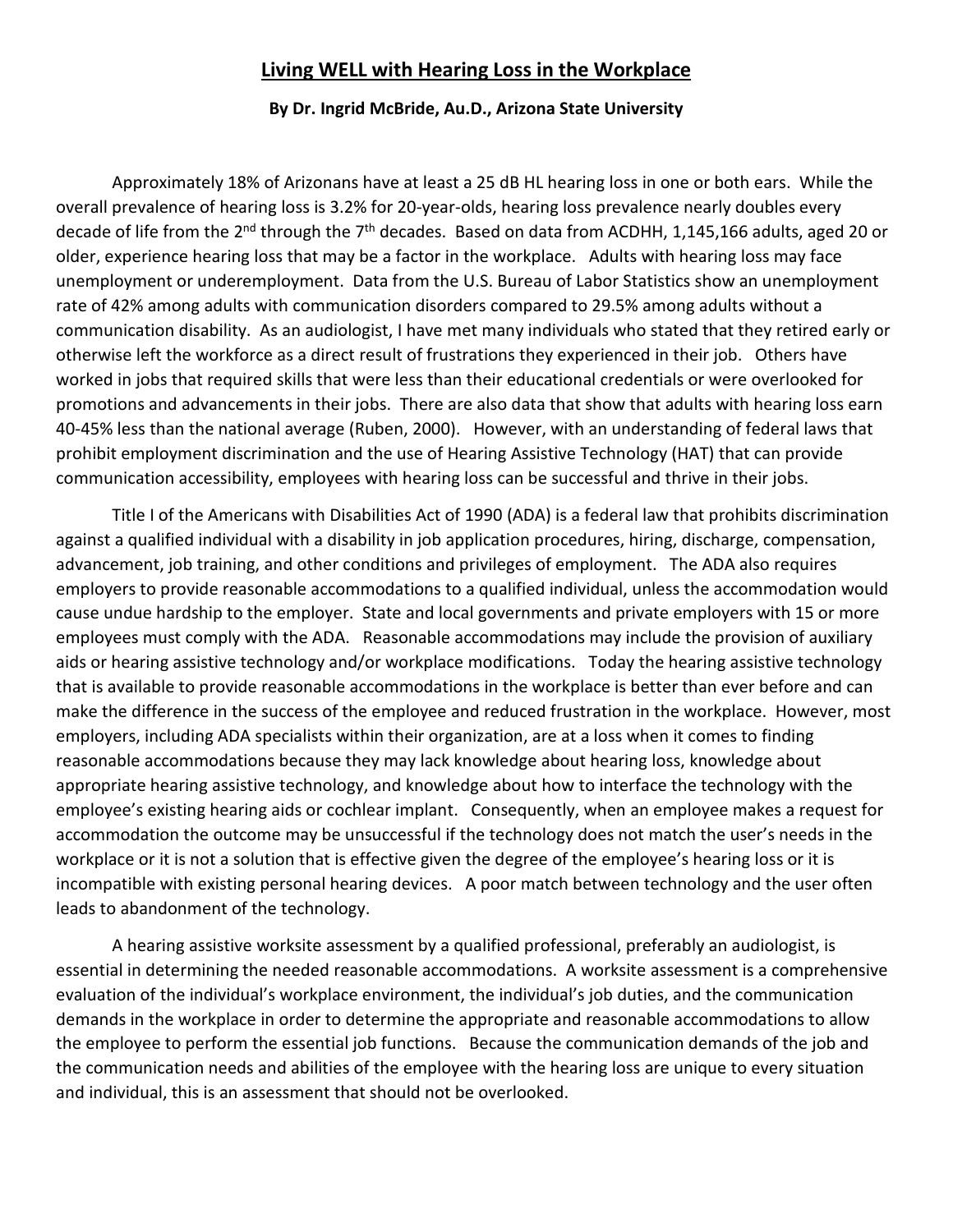# Living WELL with Hearing Loss in the Workplace

**By Dr. Ingrid McBride, Au.D., Arizona State University**

Approximately 18% of Arizonans have at least a 25 dB HL hearing loss in one or both ears. While the overall prevalence of hearing loss is 3.2% for 20-year-olds, hearing loss prevalence nearly doubles every decade of life from the 2nd through the 7th decades. Based on data from ACDHH, 1,145,166 adults, aged 20 or older, experience hearing loss that may be a factor in the workplace. Adults with hearing loss may face unemployment or underemployment. Data from the U.S. Bureau of Labor Statistics show an unemployment rate of 42% among adults with communication disorders compared to 29.5% among adults without a communication disability. As an audiologist, I have met many individuals who stated that they retired early or otherwise left the workforce as a direct result of frustrations they experienced in their job. Others have worked in jobs that required skills that were less than their educational credentials or were overlooked for promotions and advancements in their jobs. There are also data that show that adults with hearing loss earn 40-45% less than the national average (Ruben, 2000). However, with an understanding of federal laws that prohibit employment discrimination and the use of Hearing Assistive Technology (HAT) that can provide communication accessibility, employees with hearing loss can be successful and thrive in their jobs.

Title I of the Americans with Disabilities Act of 1990 (ADA) is a federal law that prohibits discrimination against a qualified individual with a disability in job application procedures, hiring, discharge, compensation, advancement, job training, and other conditions and privileges of employment. The ADA also requires employers to provide reasonable accommodations to a qualified individual, unless the accommodation would cause undue hardship to the employer. State and local governments and private employers with 15 or more employees must comply with the ADA. Reasonable accommodations may include the provision of auxiliary aids or hearing assistive technology and/or workplace modifications. Today the hearing assistive technology that is available to provide reasonable accommodations in the workplace is better than ever before and can make the difference in the success of the employee and reduced frustration in the workplace. However, most employers, including ADA specialists within their organization, are at a loss when it comes to finding reasonable accommodations because they may lack knowledge about hearing loss, knowledge about appropriate hearing assistive technology, and knowledge about how to interface the technology with the employee's existing hearing aids or cochlear implant. Consequently, when an employee makes a request for accommodation the outcome may be unsuccessful if the technology does not match the user's needs in the workplace or it is not a solution that is effective given the degree of the employee's hearing loss or it is incompatible with existing personal hearing devices. A poor match between technology and the user often leads to abandonment of the technology.

A hearing assistive worksite assessment by a qualified professional, preferably an audiologist, is essential in determining the needed reasonable accommodations. A worksite assessment is a comprehensive evaluation of the individual's workplace environment, the individual's job duties, and the communication demands in the workplace in order to determine the appropriate and reasonable accommodations to allow the employee to perform the essential job functions. Because the communication demands of the job and the communication needs and abilities of the employee with the hearing loss are unique to every situation and individual, this is an assessment that should not be overlooked.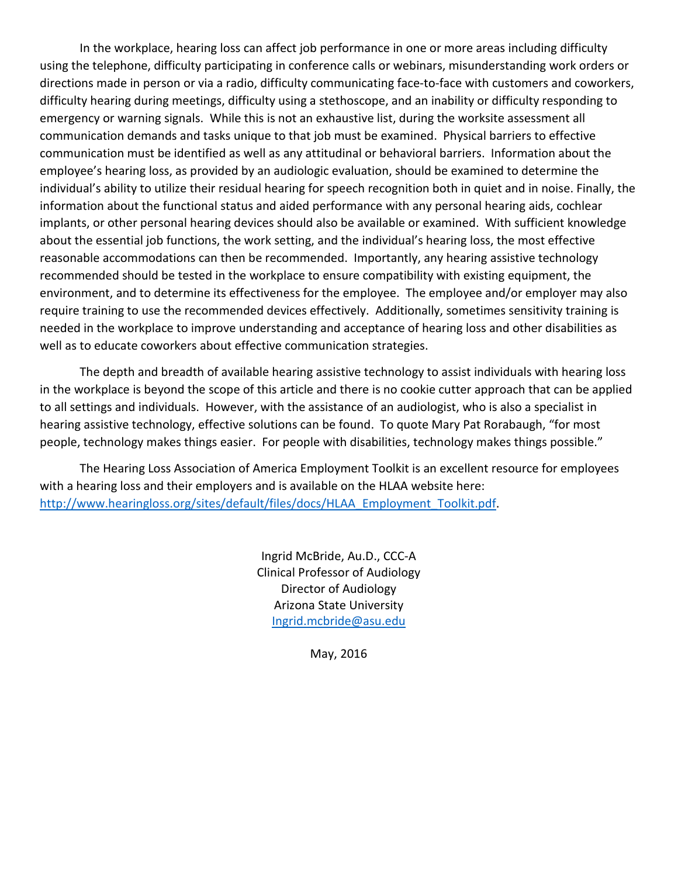In the workplace, hearing loss can affect job performance in one or more areas including difficulty using the telephone, difficulty participating in conference calls or webinars, misunderstanding work orders or directions made in person or via a radio, difficulty communicating face-to-face with customers and coworkers, difficulty hearing during meetings, difficulty using a stethoscope, and an inability or difficulty responding to emergency or warning signals. While this is not an exhaustive list, during the worksite assessment all communication demands and tasks unique to that job must be examined. Physical barriers to effective communication must be identified as well as any attitudinal or behavioral barriers. Information about the employee's hearing loss, as provided by an audiologic evaluation, should be examined to determine the individual's ability to utilize their residual hearing for speech recognition both in quiet and in noise. Finally, the information about the functional status and aided performance with any personal hearing aids, cochlear implants, or other personal hearing devices should also be available or examined. With sufficient knowledge about the essential job functions, the work setting, and the individual's hearing loss, the most effective reasonable accommodations can then be recommended. Importantly, any hearing assistive technology recommended should be tested in the workplace to ensure compatibility with existing equipment, the environment, and to determine its effectiveness for the employee. The employee and/or employer may also require training to use the recommended devices effectively. Additionally, sometimes sensitivity training is needed in the workplace to improve understanding and acceptance of hearing loss and other disabilities as well as to educate coworkers about effective communication strategies.

The depth and breadth of available hearing assistive technology to assist individuals with hearing loss in the workplace is beyond the scope of this article and there is no cookie cutter approach that can be applied to all settings and individuals. However, with the assistance of an audiologist, who is also a specialist in hearing assistive technology, effective solutions can be found. To quote Mary Pat Rorabaugh, "for most people, technology makes things easier. For people with disabilities, technology makes things possible."

The Hearing Loss Association of America Employment Toolkit is an excellent resource for employees with a hearing loss and their employers and is available on the HLAA website here: [http://www.hearingloss.org/sites/default/files/docs/HLAA_Employment_Toolkit.pdf](http://www.hearingloss.org/sites/default/files/docs/HLAA_Employment_Toolkit.pdf).

Ingrid McBride, Au.D., CCC-A
Clinical Professor of Audiology
Director of Audiology
Arizona State University
[Ingrid.mcbride@asu.edu](mailto:Ingrid.mcbride@asu.edu)

May, 2016